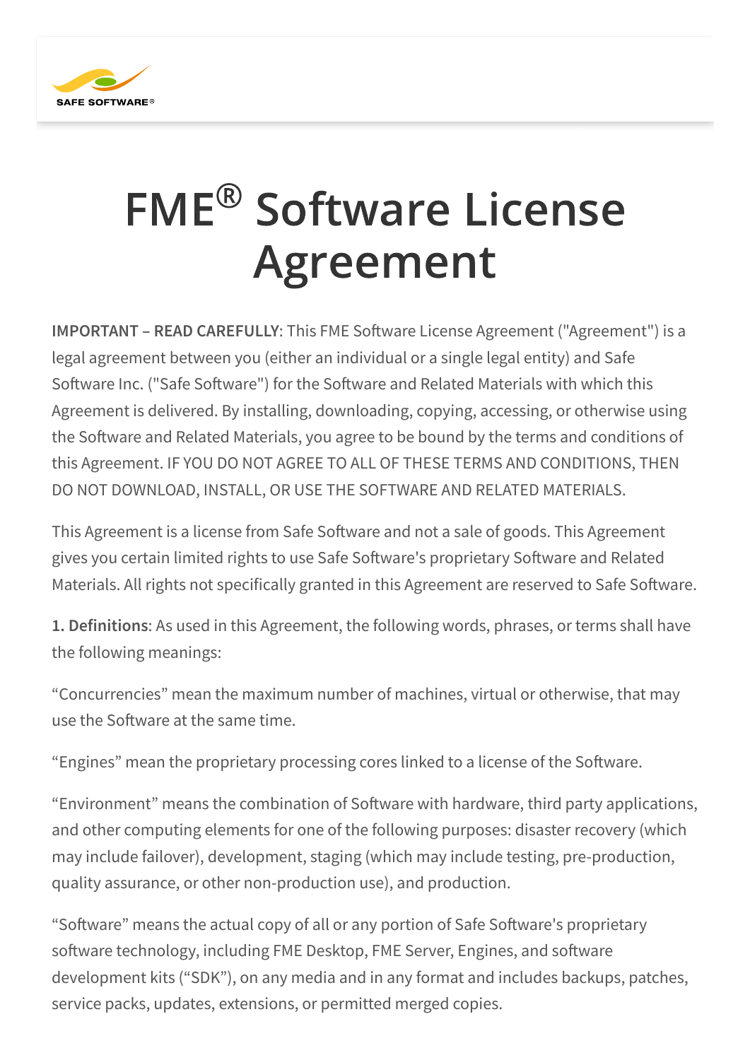SAFE SOFTWARE®

# FME® Software License Agreement

**IMPORTANT – READ CAREFULLY**: This FME Software License Agreement ("Agreement") is a legal agreement between you (either an individual or a single legal entity) and Safe Software Inc. ("Safe Software") for the Software and Related Materials with which this Agreement is delivered. By installing, downloading, copying, accessing, or otherwise using the Software and Related Materials, you agree to be bound by the terms and conditions of this Agreement. IF YOU DO NOT AGREE TO ALL OF THESE TERMS AND CONDITIONS, THEN DO NOT DOWNLOAD, INSTALL, OR USE THE SOFTWARE AND RELATED MATERIALS.

This Agreement is a license from Safe Software and not a sale of goods. This Agreement gives you certain limited rights to use Safe Software's proprietary Software and Related Materials. All rights not specifically granted in this Agreement are reserved to Safe Software.

**1. Definitions**: As used in this Agreement, the following words, phrases, or terms shall have the following meanings:

“Concurrencies” mean the maximum number of machines, virtual or otherwise, that may use the Software at the same time.

“Engines” mean the proprietary processing cores linked to a license of the Software.

“Environment” means the combination of Software with hardware, third party applications, and other computing elements for one of the following purposes: disaster recovery (which may include failover), development, staging (which may include testing, pre-production, quality assurance, or other non-production use), and production.

“Software” means the actual copy of all or any portion of Safe Software's proprietary software technology, including FME Desktop, FME Server, Engines, and software development kits (“SDK”), on any media and in any format and includes backups, patches, service packs, updates, extensions, or permitted merged copies.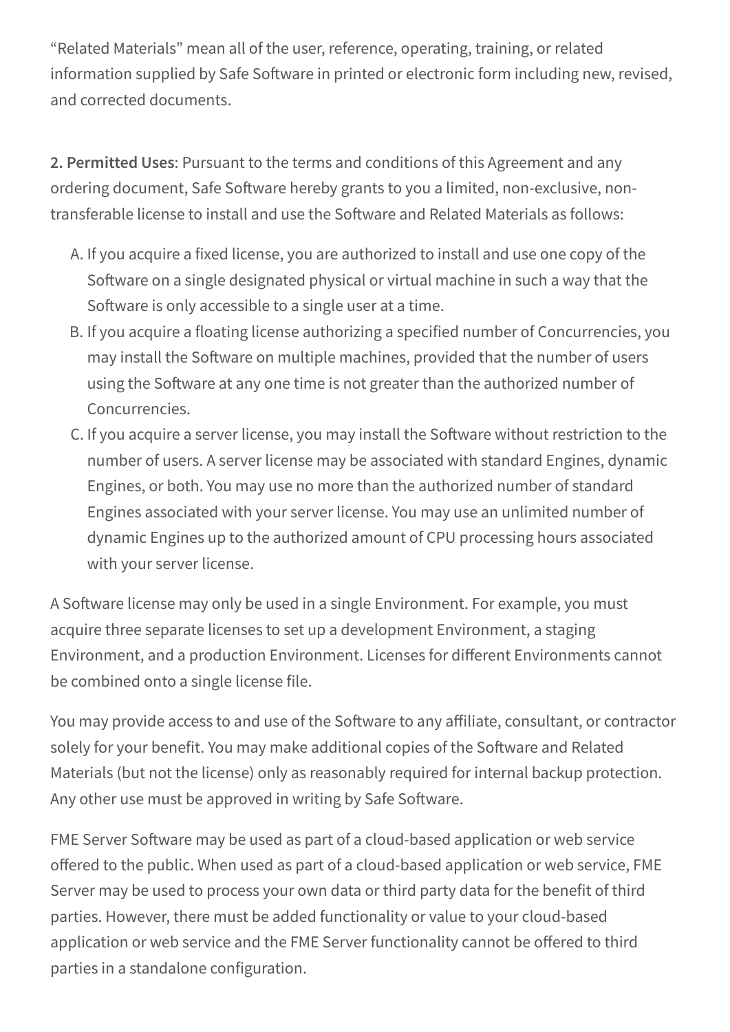“Related Materials” mean all of the user, reference, operating, training, or related information supplied by Safe Software in printed or electronic form including new, revised, and corrected documents.

**2. Permitted Uses**: Pursuant to the terms and conditions of this Agreement and any ordering document, Safe Software hereby grants to you a limited, non-exclusive, non-transferable license to install and use the Software and Related Materials as follows:

A. If you acquire a fixed license, you are authorized to install and use one copy of the Software on a single designated physical or virtual machine in such a way that the Software is only accessible to a single user at a time.
B. If you acquire a floating license authorizing a specified number of Concurrencies, you may install the Software on multiple machines, provided that the number of users using the Software at any one time is not greater than the authorized number of Concurrencies.
C. If you acquire a server license, you may install the Software without restriction to the number of users. A server license may be associated with standard Engines, dynamic Engines, or both. You may use no more than the authorized number of standard Engines associated with your server license. You may use an unlimited number of dynamic Engines up to the authorized amount of CPU processing hours associated with your server license.

A Software license may only be used in a single Environment. For example, you must acquire three separate licenses to set up a development Environment, a staging Environment, and a production Environment. Licenses for different Environments cannot be combined onto a single license file.

You may provide access to and use of the Software to any affiliate, consultant, or contractor solely for your benefit. You may make additional copies of the Software and Related Materials (but not the license) only as reasonably required for internal backup protection. Any other use must be approved in writing by Safe Software.

FME Server Software may be used as part of a cloud-based application or web service offered to the public. When used as part of a cloud-based application or web service, FME Server may be used to process your own data or third party data for the benefit of third parties. However, there must be added functionality or value to your cloud-based application or web service and the FME Server functionality cannot be offered to third parties in a standalone configuration.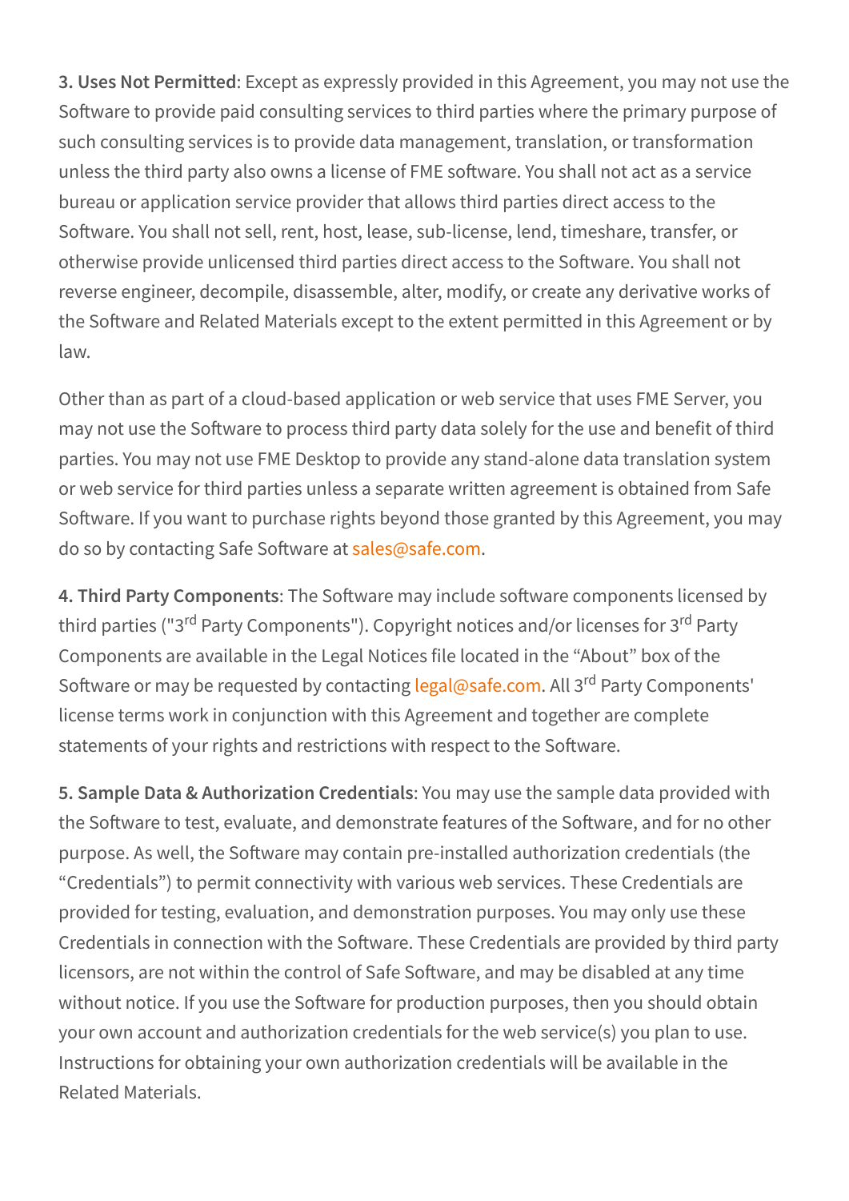**3. Uses Not Permitted**: Except as expressly provided in this Agreement, you may not use the Software to provide paid consulting services to third parties where the primary purpose of such consulting services is to provide data management, translation, or transformation unless the third party also owns a license of FME software. You shall not act as a service bureau or application service provider that allows third parties direct access to the Software. You shall not sell, rent, host, lease, sub-license, lend, timeshare, transfer, or otherwise provide unlicensed third parties direct access to the Software. You shall not reverse engineer, decompile, disassemble, alter, modify, or create any derivative works of the Software and Related Materials except to the extent permitted in this Agreement or by law.

Other than as part of a cloud-based application or web service that uses FME Server, you may not use the Software to process third party data solely for the use and benefit of third parties. You may not use FME Desktop to provide any stand-alone data translation system or web service for third parties unless a separate written agreement is obtained from Safe Software. If you want to purchase rights beyond those granted by this Agreement, you may do so by contacting Safe Software at sales@safe.com.

**4. Third Party Components**: The Software may include software components licensed by third parties ("3rd Party Components"). Copyright notices and/or licenses for 3rd Party Components are available in the Legal Notices file located in the "About" box of the Software or may be requested by contacting legal@safe.com. All 3rd Party Components' license terms work in conjunction with this Agreement and together are complete statements of your rights and restrictions with respect to the Software.

**5. Sample Data & Authorization Credentials**: You may use the sample data provided with the Software to test, evaluate, and demonstrate features of the Software, and for no other purpose. As well, the Software may contain pre-installed authorization credentials (the "Credentials") to permit connectivity with various web services. These Credentials are provided for testing, evaluation, and demonstration purposes. You may only use these Credentials in connection with the Software. These Credentials are provided by third party licensors, are not within the control of Safe Software, and may be disabled at any time without notice. If you use the Software for production purposes, then you should obtain your own account and authorization credentials for the web service(s) you plan to use. Instructions for obtaining your own authorization credentials will be available in the Related Materials.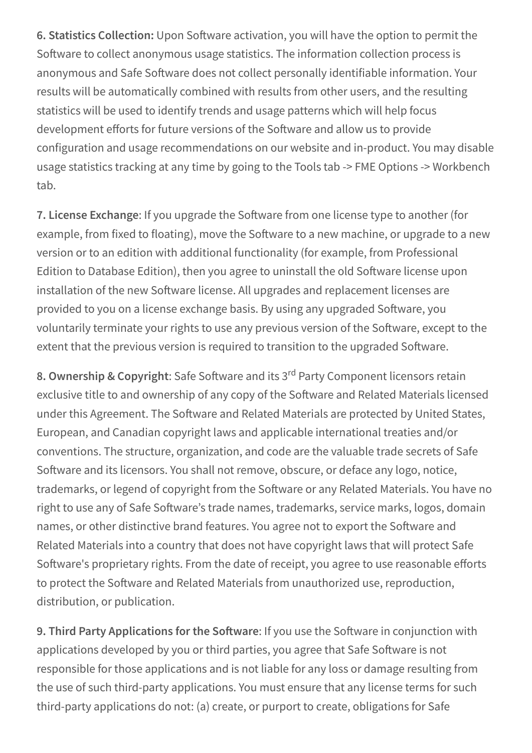**6. Statistics Collection:** Upon Software activation, you will have the option to permit the Software to collect anonymous usage statistics. The information collection process is anonymous and Safe Software does not collect personally identifiable information. Your results will be automatically combined with results from other users, and the resulting statistics will be used to identify trends and usage patterns which will help focus development efforts for future versions of the Software and allow us to provide configuration and usage recommendations on our website and in-product. You may disable usage statistics tracking at any time by going to the Tools tab -> FME Options -> Workbench tab.

**7. License Exchange**: If you upgrade the Software from one license type to another (for example, from fixed to floating), move the Software to a new machine, or upgrade to a new version or to an edition with additional functionality (for example, from Professional Edition to Database Edition), then you agree to uninstall the old Software license upon installation of the new Software license. All upgrades and replacement licenses are provided to you on a license exchange basis. By using any upgraded Software, you voluntarily terminate your rights to use any previous version of the Software, except to the extent that the previous version is required to transition to the upgraded Software.

**8. Ownership & Copyright**: Safe Software and its 3rd Party Component licensors retain exclusive title to and ownership of any copy of the Software and Related Materials licensed under this Agreement. The Software and Related Materials are protected by United States, European, and Canadian copyright laws and applicable international treaties and/or conventions. The structure, organization, and code are the valuable trade secrets of Safe Software and its licensors. You shall not remove, obscure, or deface any logo, notice, trademarks, or legend of copyright from the Software or any Related Materials. You have no right to use any of Safe Software's trade names, trademarks, service marks, logos, domain names, or other distinctive brand features. You agree not to export the Software and Related Materials into a country that does not have copyright laws that will protect Safe Software's proprietary rights. From the date of receipt, you agree to use reasonable efforts to protect the Software and Related Materials from unauthorized use, reproduction, distribution, or publication.

**9. Third Party Applications for the Software**: If you use the Software in conjunction with applications developed by you or third parties, you agree that Safe Software is not responsible for those applications and is not liable for any loss or damage resulting from the use of such third-party applications. You must ensure that any license terms for such third-party applications do not: (a) create, or purport to create, obligations for Safe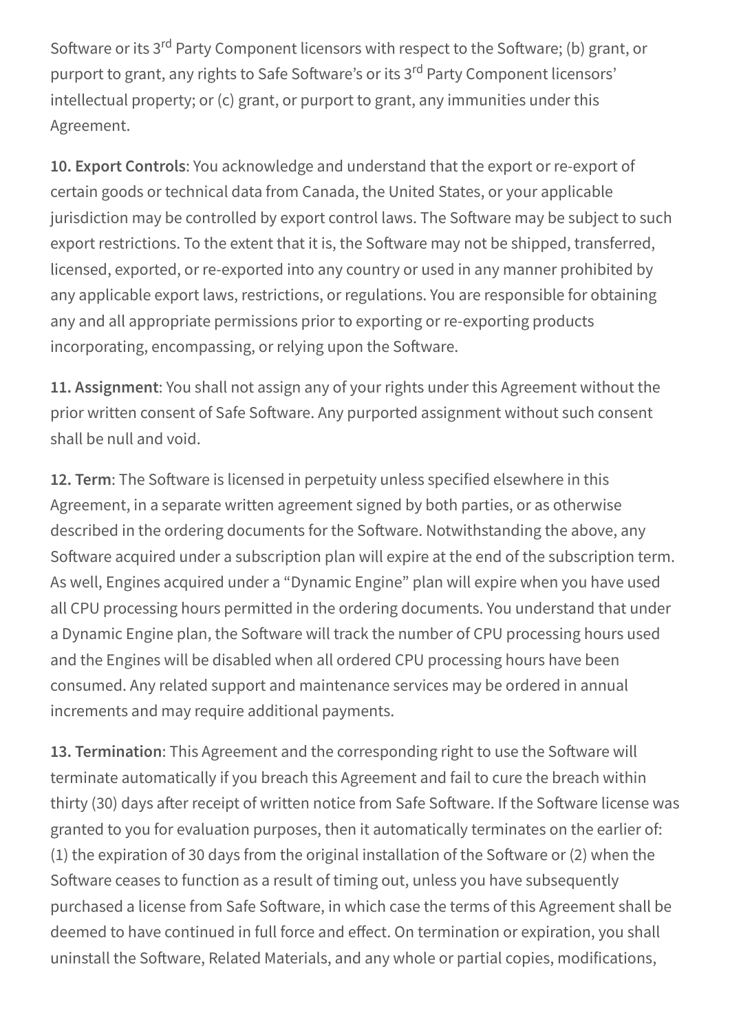Software or its 3rd Party Component licensors with respect to the Software; (b) grant, or purport to grant, any rights to Safe Software's or its 3rd Party Component licensors' intellectual property; or (c) grant, or purport to grant, any immunities under this Agreement.

**10. Export Controls**: You acknowledge and understand that the export or re-export of certain goods or technical data from Canada, the United States, or your applicable jurisdiction may be controlled by export control laws. The Software may be subject to such export restrictions. To the extent that it is, the Software may not be shipped, transferred, licensed, exported, or re-exported into any country or used in any manner prohibited by any applicable export laws, restrictions, or regulations. You are responsible for obtaining any and all appropriate permissions prior to exporting or re-exporting products incorporating, encompassing, or relying upon the Software.

**11. Assignment**: You shall not assign any of your rights under this Agreement without the prior written consent of Safe Software. Any purported assignment without such consent shall be null and void.

**12. Term**: The Software is licensed in perpetuity unless specified elsewhere in this Agreement, in a separate written agreement signed by both parties, or as otherwise described in the ordering documents for the Software. Notwithstanding the above, any Software acquired under a subscription plan will expire at the end of the subscription term. As well, Engines acquired under a "Dynamic Engine" plan will expire when you have used all CPU processing hours permitted in the ordering documents. You understand that under a Dynamic Engine plan, the Software will track the number of CPU processing hours used and the Engines will be disabled when all ordered CPU processing hours have been consumed. Any related support and maintenance services may be ordered in annual increments and may require additional payments.

**13. Termination**: This Agreement and the corresponding right to use the Software will terminate automatically if you breach this Agreement and fail to cure the breach within thirty (30) days after receipt of written notice from Safe Software. If the Software license was granted to you for evaluation purposes, then it automatically terminates on the earlier of: (1) the expiration of 30 days from the original installation of the Software or (2) when the Software ceases to function as a result of timing out, unless you have subsequently purchased a license from Safe Software, in which case the terms of this Agreement shall be deemed to have continued in full force and effect. On termination or expiration, you shall uninstall the Software, Related Materials, and any whole or partial copies, modifications,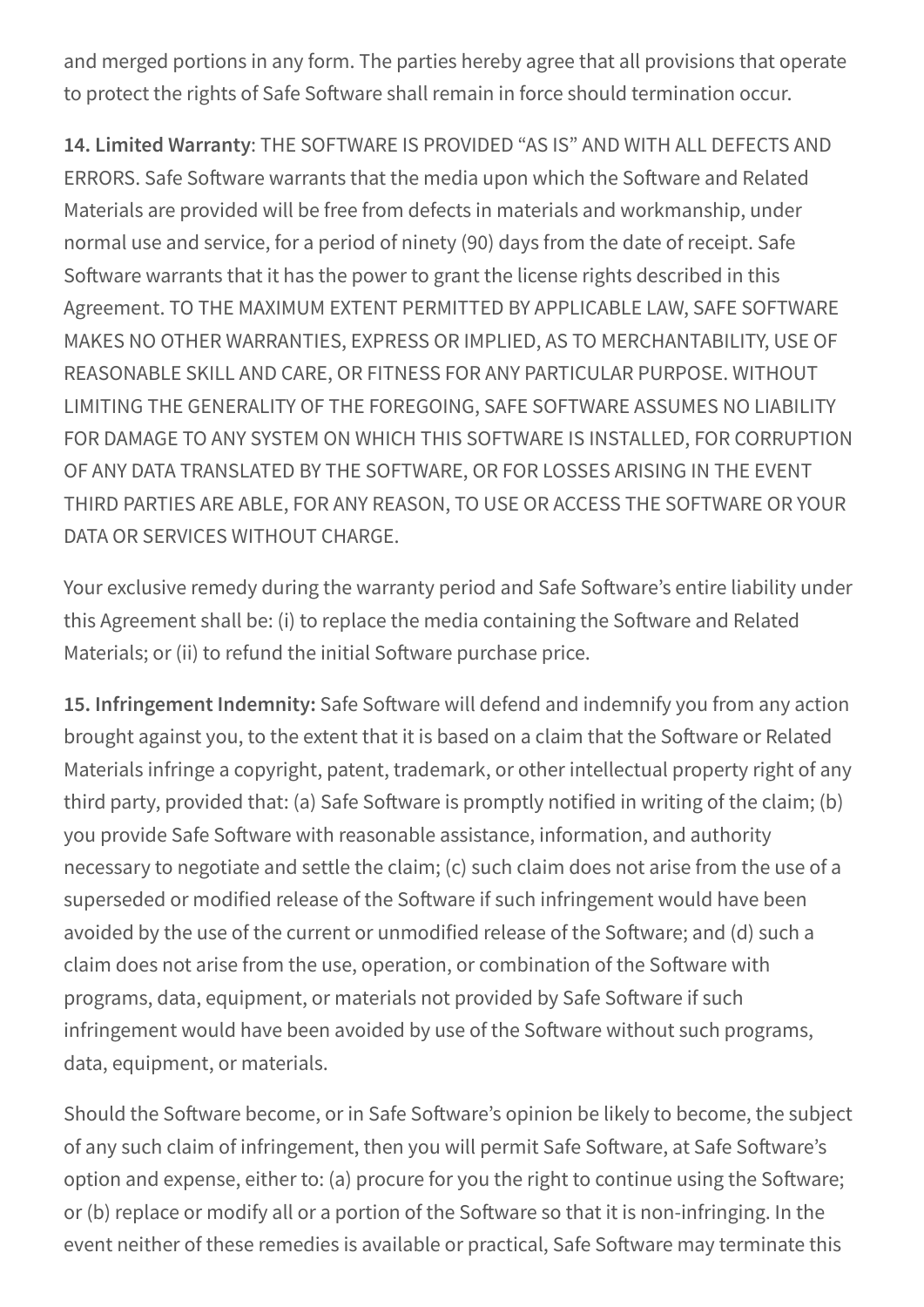and merged portions in any form. The parties hereby agree that all provisions that operate to protect the rights of Safe Software shall remain in force should termination occur.

**14. Limited Warranty**: THE SOFTWARE IS PROVIDED "AS IS" AND WITH ALL DEFECTS AND ERRORS. Safe Software warrants that the media upon which the Software and Related Materials are provided will be free from defects in materials and workmanship, under normal use and service, for a period of ninety (90) days from the date of receipt. Safe Software warrants that it has the power to grant the license rights described in this Agreement. TO THE MAXIMUM EXTENT PERMITTED BY APPLICABLE LAW, SAFE SOFTWARE MAKES NO OTHER WARRANTIES, EXPRESS OR IMPLIED, AS TO MERCHANTABILITY, USE OF REASONABLE SKILL AND CARE, OR FITNESS FOR ANY PARTICULAR PURPOSE. WITHOUT LIMITING THE GENERALITY OF THE FOREGOING, SAFE SOFTWARE ASSUMES NO LIABILITY FOR DAMAGE TO ANY SYSTEM ON WHICH THIS SOFTWARE IS INSTALLED, FOR CORRUPTION OF ANY DATA TRANSLATED BY THE SOFTWARE, OR FOR LOSSES ARISING IN THE EVENT THIRD PARTIES ARE ABLE, FOR ANY REASON, TO USE OR ACCESS THE SOFTWARE OR YOUR DATA OR SERVICES WITHOUT CHARGE.

Your exclusive remedy during the warranty period and Safe Software's entire liability under this Agreement shall be: (i) to replace the media containing the Software and Related Materials; or (ii) to refund the initial Software purchase price.

**15. Infringement Indemnity:** Safe Software will defend and indemnify you from any action brought against you, to the extent that it is based on a claim that the Software or Related Materials infringe a copyright, patent, trademark, or other intellectual property right of any third party, provided that: (a) Safe Software is promptly notified in writing of the claim; (b) you provide Safe Software with reasonable assistance, information, and authority necessary to negotiate and settle the claim; (c) such claim does not arise from the use of a superseded or modified release of the Software if such infringement would have been avoided by the use of the current or unmodified release of the Software; and (d) such a claim does not arise from the use, operation, or combination of the Software with programs, data, equipment, or materials not provided by Safe Software if such infringement would have been avoided by use of the Software without such programs, data, equipment, or materials.

Should the Software become, or in Safe Software's opinion be likely to become, the subject of any such claim of infringement, then you will permit Safe Software, at Safe Software's option and expense, either to: (a) procure for you the right to continue using the Software; or (b) replace or modify all or a portion of the Software so that it is non-infringing. In the event neither of these remedies is available or practical, Safe Software may terminate this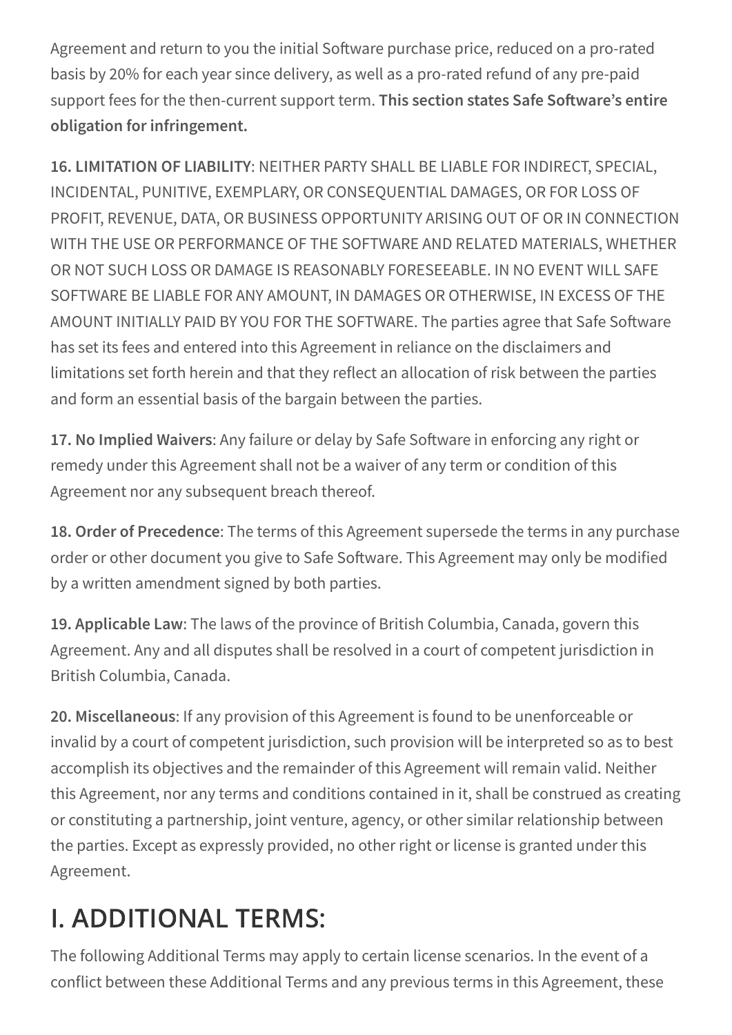Agreement and return to you the initial Software purchase price, reduced on a pro-rated basis by 20% for each year since delivery, as well as a pro-rated refund of any pre-paid support fees for the then-current support term. **This section states Safe Software's entire obligation for infringement.**

**16. LIMITATION OF LIABILITY**: NEITHER PARTY SHALL BE LIABLE FOR INDIRECT, SPECIAL, INCIDENTAL, PUNITIVE, EXEMPLARY, OR CONSEQUENTIAL DAMAGES, OR FOR LOSS OF PROFIT, REVENUE, DATA, OR BUSINESS OPPORTUNITY ARISING OUT OF OR IN CONNECTION WITH THE USE OR PERFORMANCE OF THE SOFTWARE AND RELATED MATERIALS, WHETHER OR NOT SUCH LOSS OR DAMAGE IS REASONABLY FORESEEABLE. IN NO EVENT WILL SAFE SOFTWARE BE LIABLE FOR ANY AMOUNT, IN DAMAGES OR OTHERWISE, IN EXCESS OF THE AMOUNT INITIALLY PAID BY YOU FOR THE SOFTWARE. The parties agree that Safe Software has set its fees and entered into this Agreement in reliance on the disclaimers and limitations set forth herein and that they reflect an allocation of risk between the parties and form an essential basis of the bargain between the parties.

**17. No Implied Waivers**: Any failure or delay by Safe Software in enforcing any right or remedy under this Agreement shall not be a waiver of any term or condition of this Agreement nor any subsequent breach thereof.

**18. Order of Precedence**: The terms of this Agreement supersede the terms in any purchase order or other document you give to Safe Software. This Agreement may only be modified by a written amendment signed by both parties.

**19. Applicable Law**: The laws of the province of British Columbia, Canada, govern this Agreement. Any and all disputes shall be resolved in a court of competent jurisdiction in British Columbia, Canada.

**20. Miscellaneous**: If any provision of this Agreement is found to be unenforceable or invalid by a court of competent jurisdiction, such provision will be interpreted so as to best accomplish its objectives and the remainder of this Agreement will remain valid. Neither this Agreement, nor any terms and conditions contained in it, shall be construed as creating or constituting a partnership, joint venture, agency, or other similar relationship between the parties. Except as expressly provided, no other right or license is granted under this Agreement.

## I. ADDITIONAL TERMS:

The following Additional Terms may apply to certain license scenarios. In the event of a conflict between these Additional Terms and any previous terms in this Agreement, these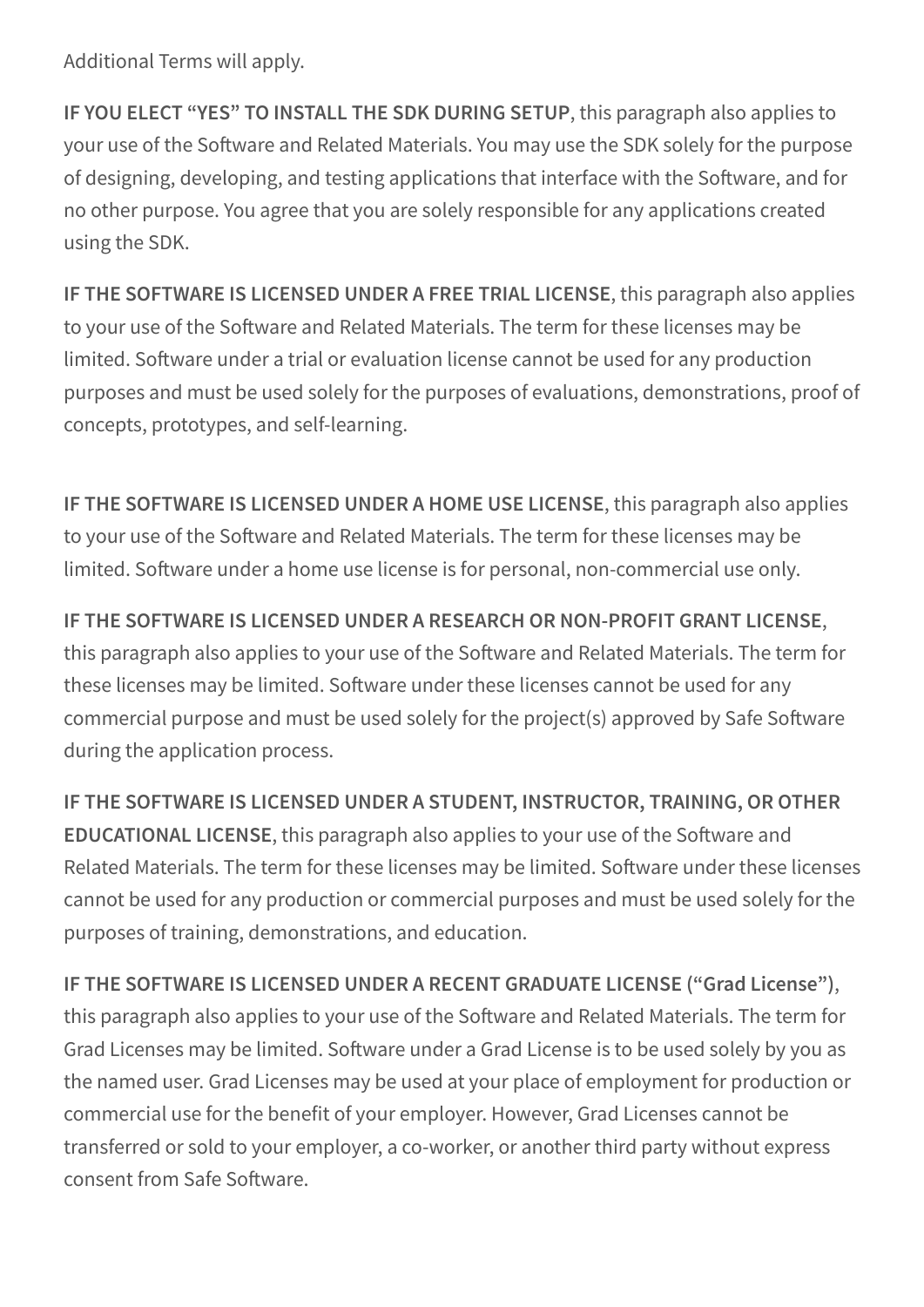Additional Terms will apply.

**IF YOU ELECT "YES" TO INSTALL THE SDK DURING SETUP**, this paragraph also applies to your use of the Software and Related Materials. You may use the SDK solely for the purpose of designing, developing, and testing applications that interface with the Software, and for no other purpose. You agree that you are solely responsible for any applications created using the SDK.

**IF THE SOFTWARE IS LICENSED UNDER A FREE TRIAL LICENSE**, this paragraph also applies to your use of the Software and Related Materials. The term for these licenses may be limited. Software under a trial or evaluation license cannot be used for any production purposes and must be used solely for the purposes of evaluations, demonstrations, proof of concepts, prototypes, and self-learning.

**IF THE SOFTWARE IS LICENSED UNDER A HOME USE LICENSE**, this paragraph also applies to your use of the Software and Related Materials. The term for these licenses may be limited. Software under a home use license is for personal, non-commercial use only.

**IF THE SOFTWARE IS LICENSED UNDER A RESEARCH OR NON-PROFIT GRANT LICENSE**, this paragraph also applies to your use of the Software and Related Materials. The term for these licenses may be limited. Software under these licenses cannot be used for any commercial purpose and must be used solely for the project(s) approved by Safe Software during the application process.

**IF THE SOFTWARE IS LICENSED UNDER A STUDENT, INSTRUCTOR, TRAINING, OR OTHER EDUCATIONAL LICENSE**, this paragraph also applies to your use of the Software and Related Materials. The term for these licenses may be limited. Software under these licenses cannot be used for any production or commercial purposes and must be used solely for the purposes of training, demonstrations, and education.

**IF THE SOFTWARE IS LICENSED UNDER A RECENT GRADUATE LICENSE ("Grad License")**, this paragraph also applies to your use of the Software and Related Materials. The term for Grad Licenses may be limited. Software under a Grad License is to be used solely by you as the named user. Grad Licenses may be used at your place of employment for production or commercial use for the benefit of your employer. However, Grad Licenses cannot be transferred or sold to your employer, a co-worker, or another third party without express consent from Safe Software.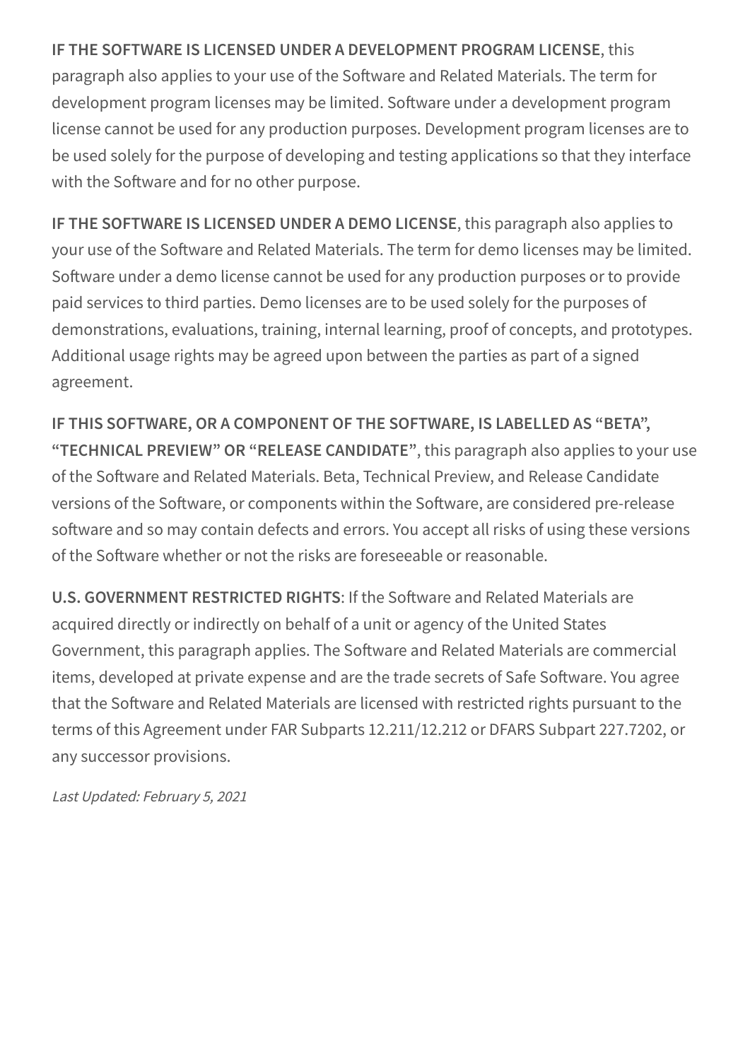**IF THE SOFTWARE IS LICENSED UNDER A DEVELOPMENT PROGRAM LICENSE**, this paragraph also applies to your use of the Software and Related Materials. The term for development program licenses may be limited. Software under a development program license cannot be used for any production purposes. Development program licenses are to be used solely for the purpose of developing and testing applications so that they interface with the Software and for no other purpose.

**IF THE SOFTWARE IS LICENSED UNDER A DEMO LICENSE**, this paragraph also applies to your use of the Software and Related Materials. The term for demo licenses may be limited. Software under a demo license cannot be used for any production purposes or to provide paid services to third parties. Demo licenses are to be used solely for the purposes of demonstrations, evaluations, training, internal learning, proof of concepts, and prototypes. Additional usage rights may be agreed upon between the parties as part of a signed agreement.

**IF THIS SOFTWARE, OR A COMPONENT OF THE SOFTWARE, IS LABELLED AS "BETA", "TECHNICAL PREVIEW" OR "RELEASE CANDIDATE"**, this paragraph also applies to your use of the Software and Related Materials. Beta, Technical Preview, and Release Candidate versions of the Software, or components within the Software, are considered pre-release software and so may contain defects and errors. You accept all risks of using these versions of the Software whether or not the risks are foreseeable or reasonable.

**U.S. GOVERNMENT RESTRICTED RIGHTS**: If the Software and Related Materials are acquired directly or indirectly on behalf of a unit or agency of the United States Government, this paragraph applies. The Software and Related Materials are commercial items, developed at private expense and are the trade secrets of Safe Software. You agree that the Software and Related Materials are licensed with restricted rights pursuant to the terms of this Agreement under FAR Subparts 12.211/12.212 or DFARS Subpart 227.7202, or any successor provisions.

*Last Updated: February 5, 2021*